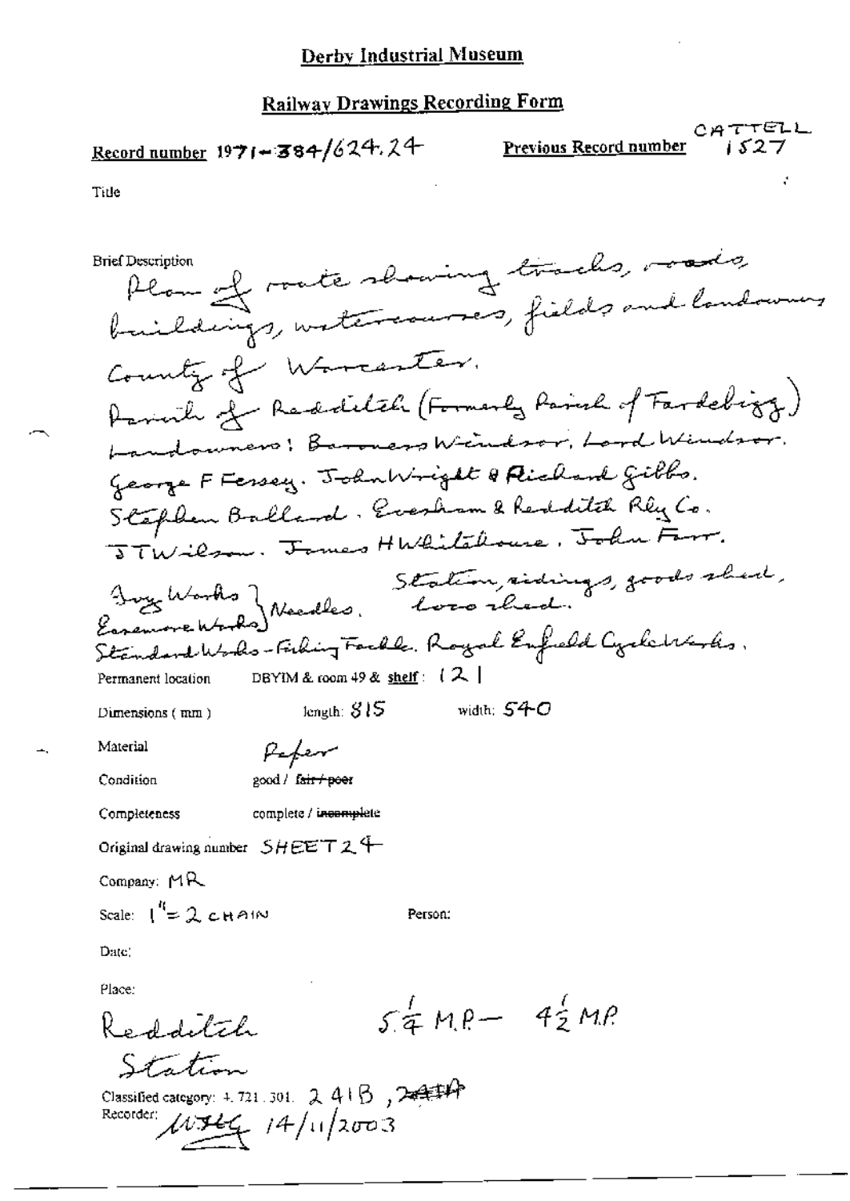# Derby Industrial Museum

## Railway Drawings Recording Form

**Record number** 1971-384/624.24

**Previous Record number** CATTELL 1527

Title

Brief Description
Plan of route showing tracks, roads, buildings, watercourses, fields and landowners
County of Worcester.
Parish of Redditch (Formerly Parish of Fardebigg)
Landowners: Baroness Windsor, Lord Windsor.
George F Fessey. John Wright & Richard Gibbs.
Stephen Ballard. Evesham & Redditch Rly Co.
J T Wilson. James H Whitehouse. John Farr.
Ivy Works } Needles.
Easemore Works }
Station, sidings, goods shed, loco shed.
Standard Works - Fishing Tackle. Royal Enfield Cycle Works.

Permanent location DBYIM & room 49 & shelf: 121

Dimensions (mm) length: 815 width: 540

Material Paper

Condition good / ~~fair / poor~~

Completeness complete / ~~incomplete~~

Original drawing number SHEET 24

Company: MR

Scale: 1" = 2 CHAIN

Person:

Date:

Place:
Redditch Station
$5\frac{1}{4}$ M.P. – $4\frac{1}{2}$ M.P.

Classified category: 4.721.301. 241B, ~~241A~~

Recorder: WJLG 14/11/2003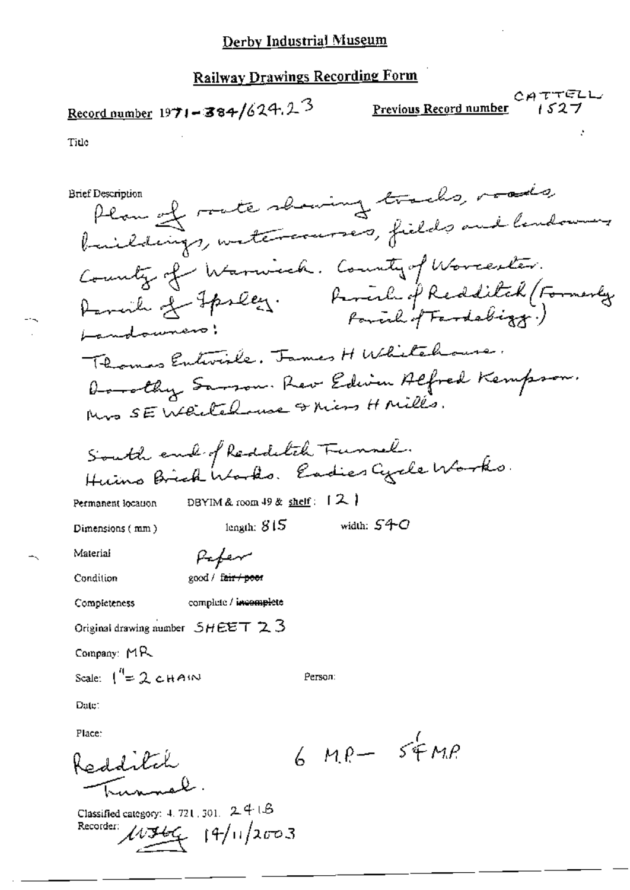# Derby Industrial Museum

## Railway Drawings Recording Form

Record number 1971-384/624.23

Previous Record number CATTELL 1527

Title

Brief Description

Plan of route showing tracks, roads, buildings, watercourses, fields and landowners

County of Warwick. County of Worcester.

Parish of Ipsley. Parish of Redditch (Formerly Parish of Tardebigg.)

Landowners:

Thomas Entwisle. James H Whitehouse.

Dorothy Sanson. Rev Edwin Alfred Kempson.

Mrs SE Whitehouse & Miss H Mills.

South end of Redditch Tunnel.

Huins Brick Works. Eadies Cycle Works.

Permanent location DBYIM & room 49 & shelf: 121

Dimensions (mm) length: 815 width: 540

Material Paper

Condition good / ~~fair / poor~~

Completeness complete / ~~incomplete~~

Original drawing number SHEET 23

Company: MR

Scale: 1" = 2 CHAIN

Person:

Date:

Place:

Redditch Tunnel.

6 MP – 5¼ MP

Classified category: 4.721.301. 241B

Recorder: WJHG 14/11/2003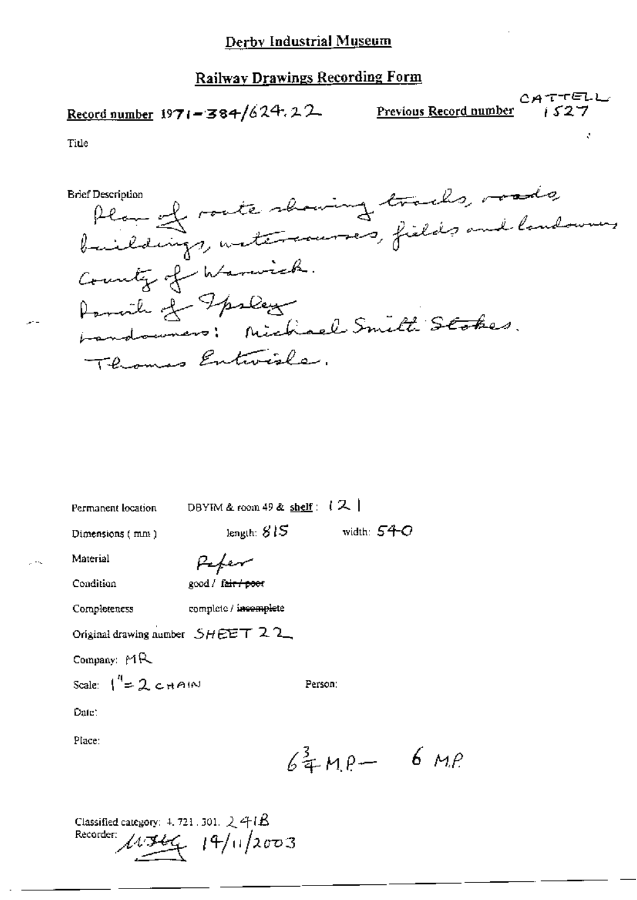# Derby Industrial Museum

## Railway Drawings Recording Form

**Record number** 1971-384/624.22 **Previous Record number** CATTELL 1527

Title

Brief Description
Plan of route showing tracks, roads, buildings, watercourses, fields and landowners. County of Warwick.
Parish of Ipsley
Landowners: Michael Smith Stokes.
Thomas Entwisle.

Permanent location DBYIM & room 49 & shelf: 121

Dimensions (mm) length: 815 width: 540

Material Paper

Condition good / ~~fair / poor~~

Completeness complete / ~~incomplete~~

Original drawing number SHEET 22

Company: MR

Scale: 1" = 2 CHAIN Person:

Date:

Place:

$6\frac{3}{4}$ M.P. — 6 M.P.

Classified category: 4.721.301. 241B
Recorder: MJHG 19/11/2003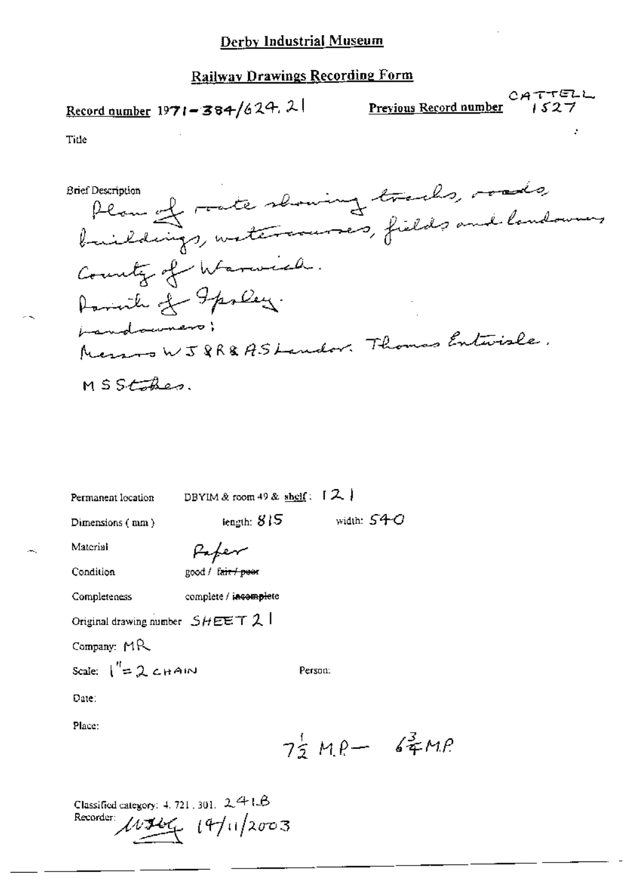# Derby Industrial Museum

## Railway Drawings Recording Form

**Record number** 1971-384/624.21 **Previous Record number** CATTELL 1527

Title

Brief Description
Plan of route showing tracks, roads, buildings, watercourses, fields and landowners
County of Warwick.
Parish of Ipsley.
Landowners:
Messrs W J & R & A S Landor. Thomas Entwisle.
M S Stokes.

Permanent location DBYIM & room 49 & shelf: 121

Dimensions (mm) length: 815 width: 540

Material Paper

Condition good / ~~fair / poor~~

Completeness complete / ~~incomplete~~

Original drawing number SHEET 21

Company: MR

Scale: 1" = 2 CHAIN Person:

Date:

Place:

$7\frac{1}{2}$ M.P. — $6\frac{3}{4}$ M.P.

Classified category: 4. 721. 301. 241.B
Recorder: [signature] 19/11/2003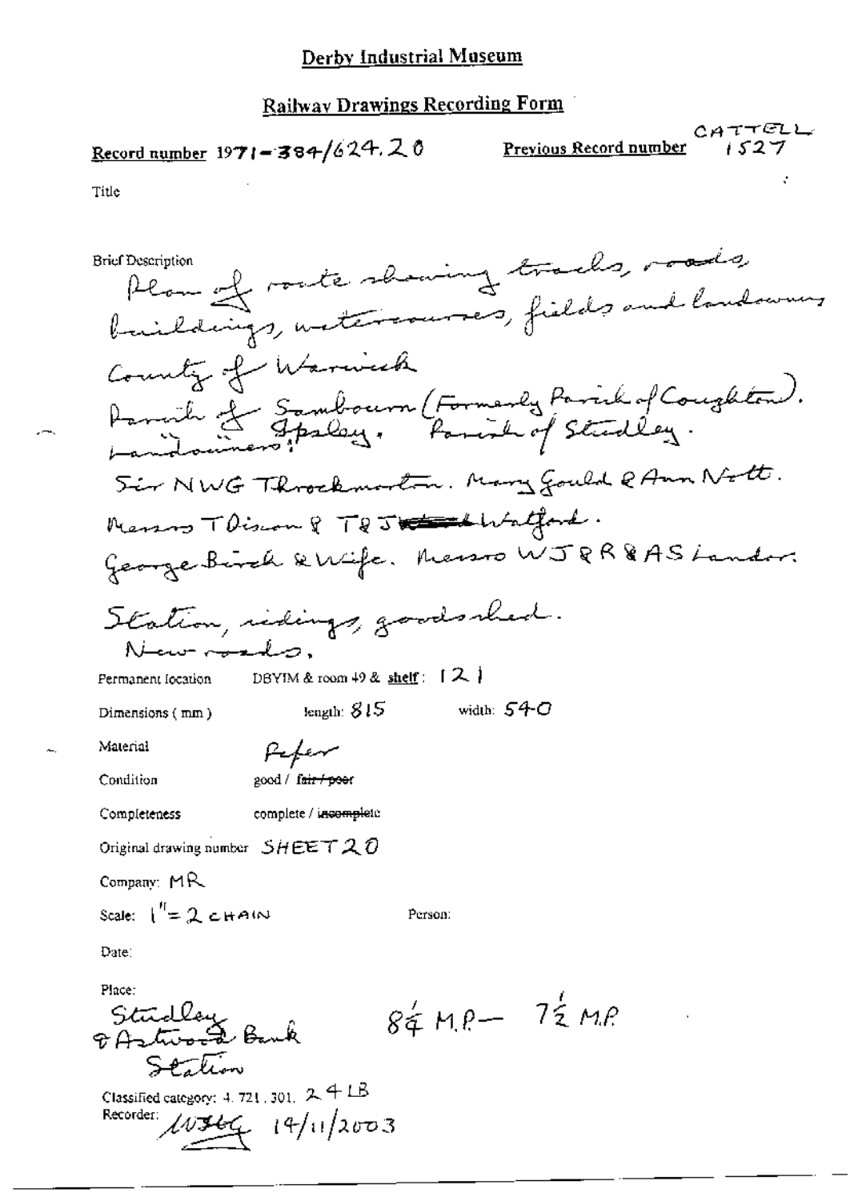# Derby Industrial Museum

## Railway Drawings Recording Form

**Record number** 1971-384/624.20 **Previous Record number** CATTELL 1527

Title

Brief Description
Plan of route showing tracks, roads, buildings, watercourses, fields and landowners
County of Warwick
Parish of Sambourn (Formerly Parish of Coughton).
" " Ipsley. Parish of Studley.
Landowners:
Sir NWG Throckmorton. Mary Gould & Ann Nott.
Messrs T Dixon & T & J Walford.
George Birch & Wife. Messrs WJ & R & AS Lander.

Station, sidings, goods shed.
New roads.

Permanent location DBYIM & room 49 & shelf: 121

Dimensions (mm) length: 815 width: 540

Material Paper

Condition good / ~~fair / poor~~

Completeness complete / ~~incomplete~~

Original drawing number SHEET 20

Company: MR

Scale: 1" = 2 CHAIN Person:

Date:

Place:
Studley & Astwood Bank Station
8¼ M.P — 7½ M.P

Classified category: 4. 721. 301. 24LB

Recorder: WJHG 14/11/2003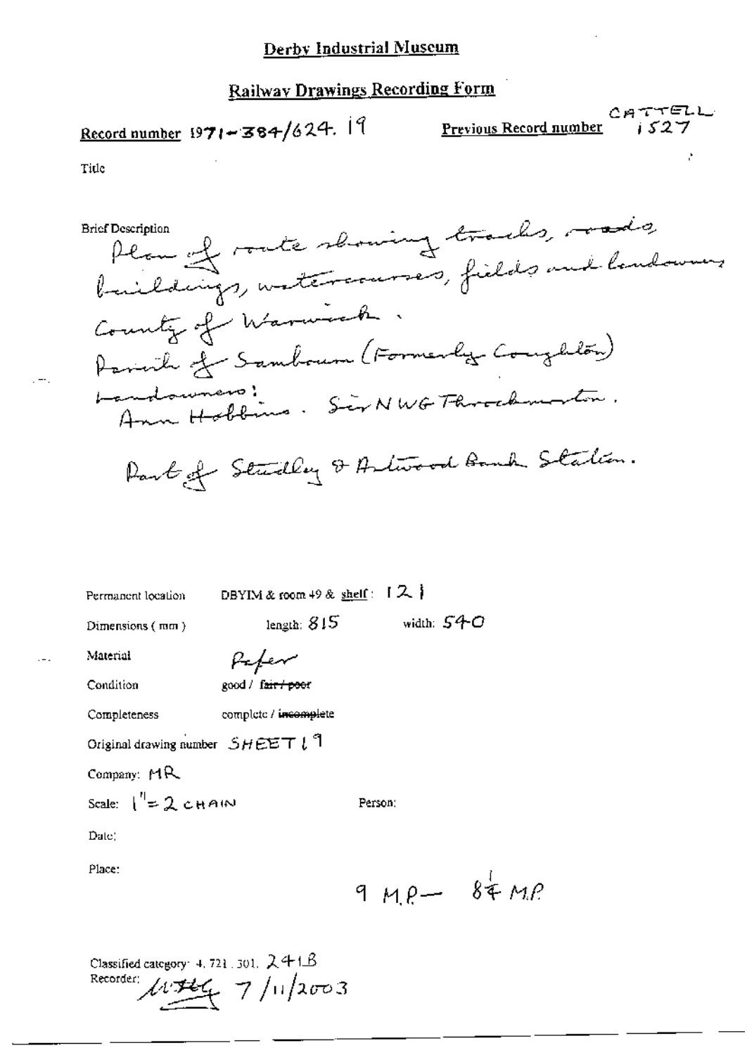# Derby Industrial Museum

## Railway Drawings Recording Form

**Record number** 1971-384/624. 19

**Previous Record number** CATTELL 1527

Title

Brief Description
Plan of route showing tracks, roads, buildings, watercourses, fields and landowners
County of Warwick.
Parish of Sambourn (Formerly Coughton)
Landowners:
Ann Hobbins. Sir N W G Throckmorton.

Part of Studley & Astwood Bank Station.

Permanent location DBYIM & room 49 & shelf: 121

Dimensions (mm) length: 815 width: 540

Material Paper

Condition good / ~~fair / poor~~

Completeness complete / ~~incomplete~~

Original drawing number SHEET 19

Company: MR

Scale: 1" = 2 CHAIN

Person:

Date:

Place:

9 M.P — 8¾ M.P

Classified category: 4. 721. 301. 241B

Recorder: [signature] 7/11/2003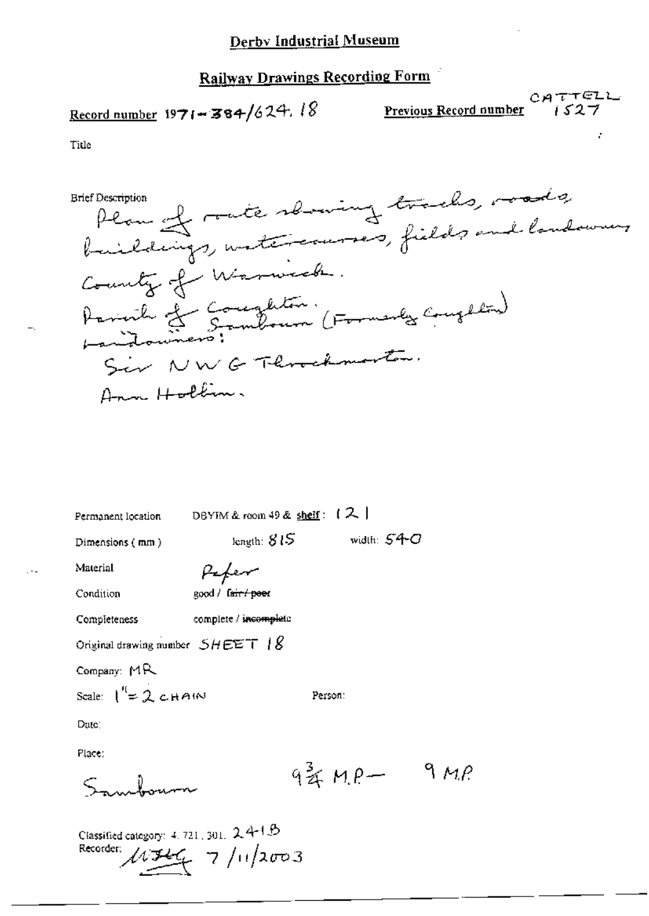# Derby Industrial Museum

## Railway Drawings Recording Form

**Record number** 1971-384/624.18

**Previous Record number** CATTELL 1527

Title

Brief Description
Plan of route showing tracks, roads, buildings, watercourses, fields and landowners
County of Warwick.
Parish of Coughton.
Sambourn (Formerly Coughton)
Landowners:
Sir N W G Throckmorton.
Ann Holbin.

Permanent location DBYIM & room 49 & shelf: 121

Dimensions (mm) length: 815 width: 540

Material Paper

Condition good / ~~fair / poor~~

Completeness complete / ~~incomplete~~

Original drawing number SHEET 18

Company: MR

Scale: 1" = 2 CHAIN

Person:

Date:

Place:
Sambourn

$9\frac{3}{4}$ M.P — 9 M.P

Classified category: 4.721.301. 241B

Recorder: [signature] 7/11/2003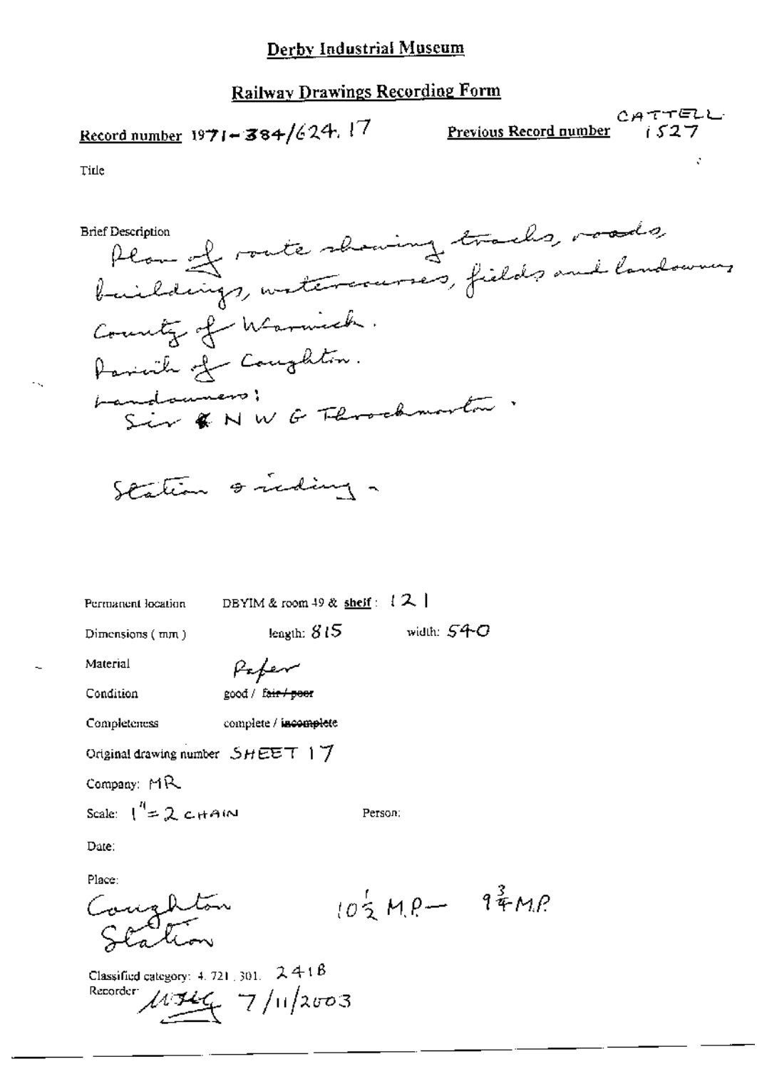# Derby Industrial Museum

## Railway Drawings Recording Form

**Record number** 1971-384/624.17 **Previous Record number** CATTELL 1527

Title

Brief Description
Plan of route showing tracks, roads, buildings, watercourses, fields and landowners
County of Warwick.
Parish of Coughton.
Landowners:
Sir N W G Throckmorton.

Station & siding.

Permanent location DBYIM & room 49 & **shelf**: 121

Dimensions (mm) length: 815 width: 540

Material Paper

Condition good / ~~fair / poor~~

Completeness complete / ~~incomplete~~

Original drawing number SHEET 17

Company: MR

Scale: 1" = 2 CHAIN Person:

Date:

Place:
Coughton Station $10\frac{1}{2}$ M.P. – $9\frac{3}{4}$ M.P.

Classified category: 4.721.301. 241B
Recorder: [signature] 7/11/2003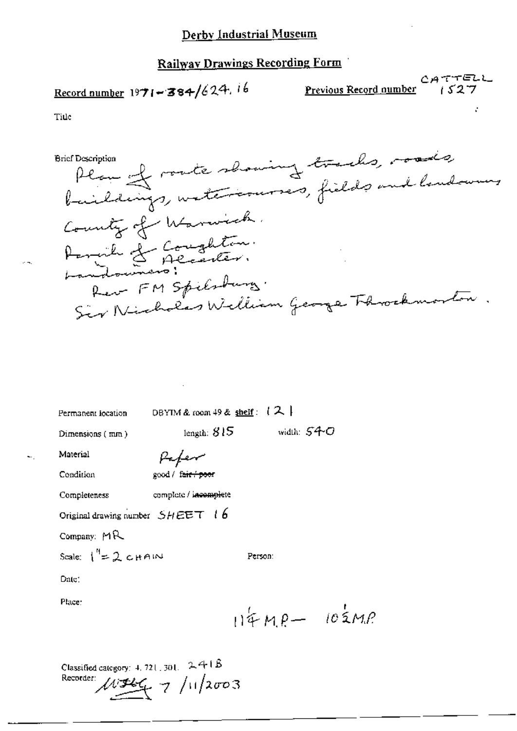# Derby Industrial Museum

## Railway Drawings Recording Form

**Record number** 1971-384/624.16

**Previous Record number** CATTELL 1527

Title

Brief Description
Plan of route showing tracks, roads, buildings, watercourses, fields and landowners
County of Warwick.
Parish of Coughton.
Parish of Alcester.
Landowners:
Rev FM Spilsbury.
Sir Nicholas William George Throckmorton.

Permanent location: DBYIM & room 49 & shelf: 121

Dimensions (mm): length: 815 width: 540

Material: Paper

Condition: good / ~~fair / poor~~

Completeness: complete / ~~incomplete~~

Original drawing number: SHEET 16

Company: MR

Scale: 1" = 2 CHAIN

Person:

Date:

Place:

11¼ M.P — 10½ M.P

Classified category: 4.721.301. 241B

Recorder: [initials] 7/11/2003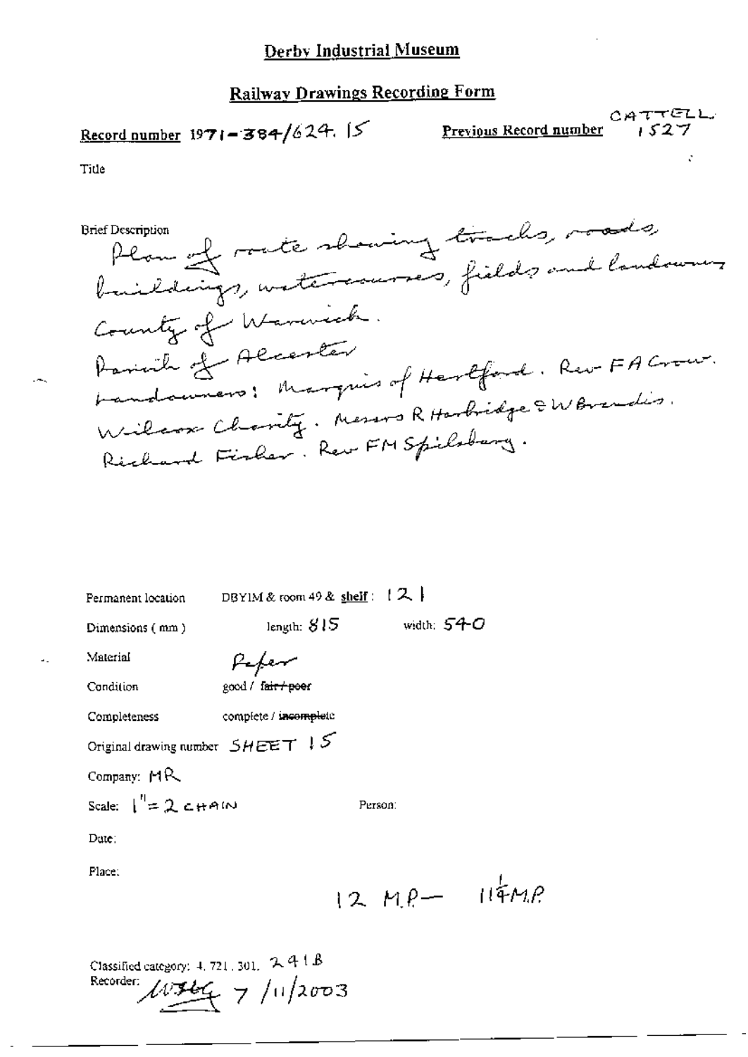# Derby Industrial Museum

## Railway Drawings Recording Form

**Record number** 1971-384/624.15

**Previous Record number** CATTELL 1527

Title

Brief Description

Plan of route showing tracks, roads, buildings, watercourses, fields and landowners. County of Warwick. Parish of Alcester. Landowners: Marquis of Hertford. Rev FA Crow. Wilcox Charity. Messrs R Harbridge & W Brandis. Richard Fisher. Rev FM Spilsbury.

Permanent location: DBYIM & room 49 & shelf: 121

Dimensions (mm): length: 815 width: 540

Material: Paper

Condition: good / ~~fair / poor~~

Completeness: complete / ~~incomplete~~

Original drawing number: SHEET 15

Company: MR

Scale: 1" = 2 CHAIN

Person:

Date:

Place:

12 M.P — 11¼ M.P

Classified category: 4. 721. 301. 241B

Recorder: [signature] 7/11/2003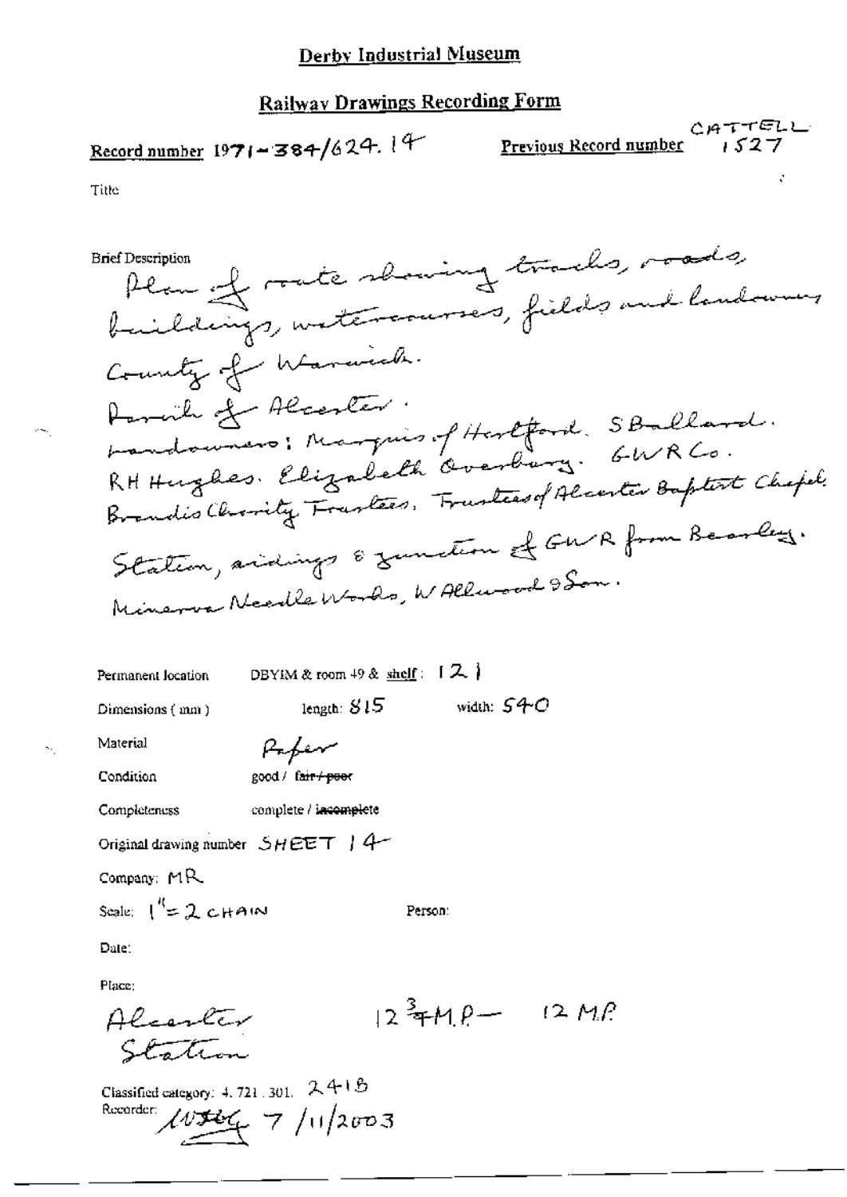# Derby Industrial Museum

## Railway Drawings Recording Form

**Record number** 1971-384/624.14 **Previous Record number** CATTELL 1527

Title

Brief Description
Plan of route showing tracks, roads, buildings, watercourses, fields and landowners
County of Warwick.
Parish of Alcester.
Landowners: Marquis of Hertford. S Ballard. RH Hughes. Elizabeth Overbury. GWR Co. Brandis Charity Trustees. Trustees of Alcester Baptist Chapel.
Station, sidings & junction of GWR from Bearley.
Minerva Needle Works, W Allwood & Son.

Permanent location DBYIM & room 49 & shelf: 121

Dimensions (mm) length: 815 width: 540

Material Paper

Condition good / ~~fair / poor~~

Completeness complete / ~~incomplete~~

Original drawing number SHEET 14

Company: MR

Scale: 1" = 2 CHAIN Person:

Date:

Place:
Alcester Station $12\frac{3}{4}$ M.P — 12 M.P

Classified category: 4. 721. 301. 241B
Recorder: [signature] 7/11/2003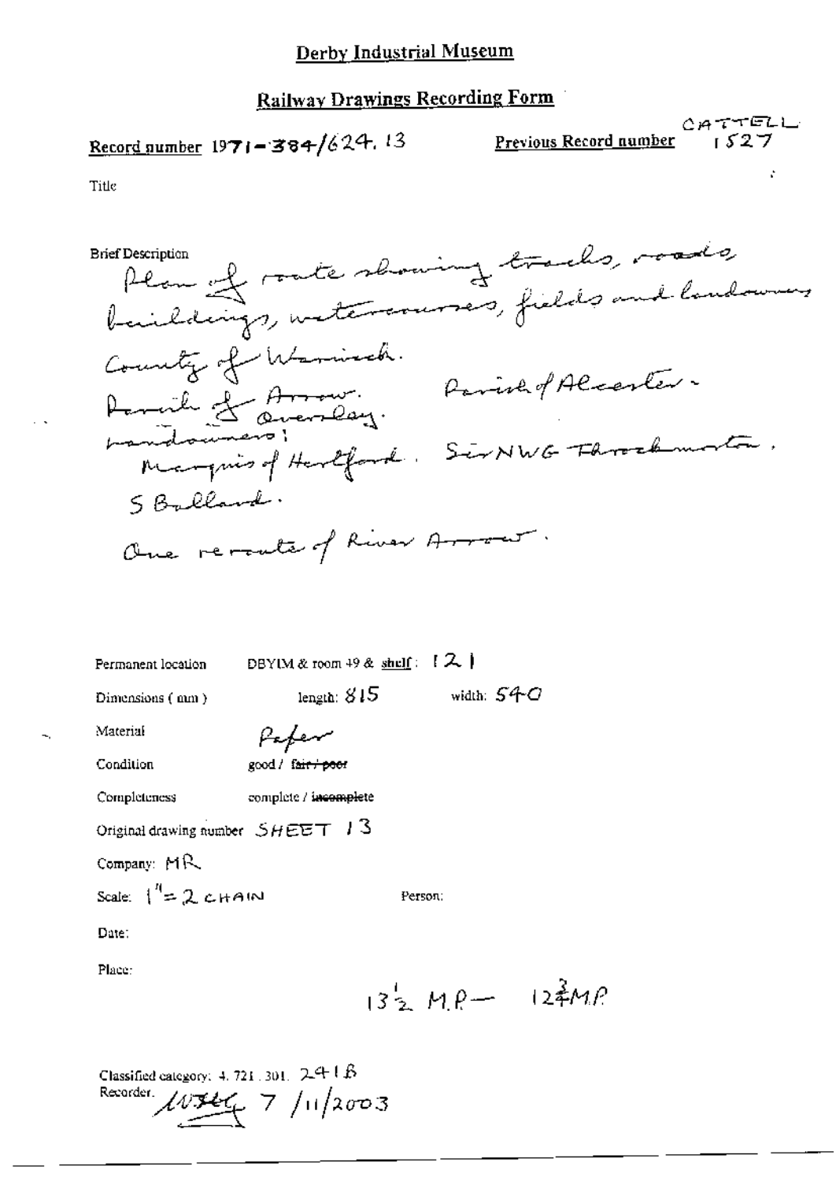# Derby Industrial Museum

## Railway Drawings Recording Form

Record number 1971-384/624.13

Previous Record number CATTELL 1527

Title

Brief Description
Plan of route showing tracks, roads, buildings, watercourses, fields and landowners
County of Warwick.
Parish of Arrow. Parish of Alcester.
Oversley.
Landowners:
Marquis of Hertford. Sir NWG Throckmorton.
S Ballard.
One reroute of River Arrow.

Permanent location: DBYIM & room 49 & shelf: 121

Dimensions (mm): length: 815 width: 540

Material: Paper

Condition: good / ~~fair / poor~~

Completeness: complete / ~~incomplete~~

Original drawing number: SHEET 13

Company: MR

Scale: 1" = 2 CHAIN

Person:

Date:

Place:

$13\frac{1}{2}$ M.P — $12\frac{3}{4}$ M.P

Classified category: 4.721.301. 241B

Recorder: [signature] 7/11/2003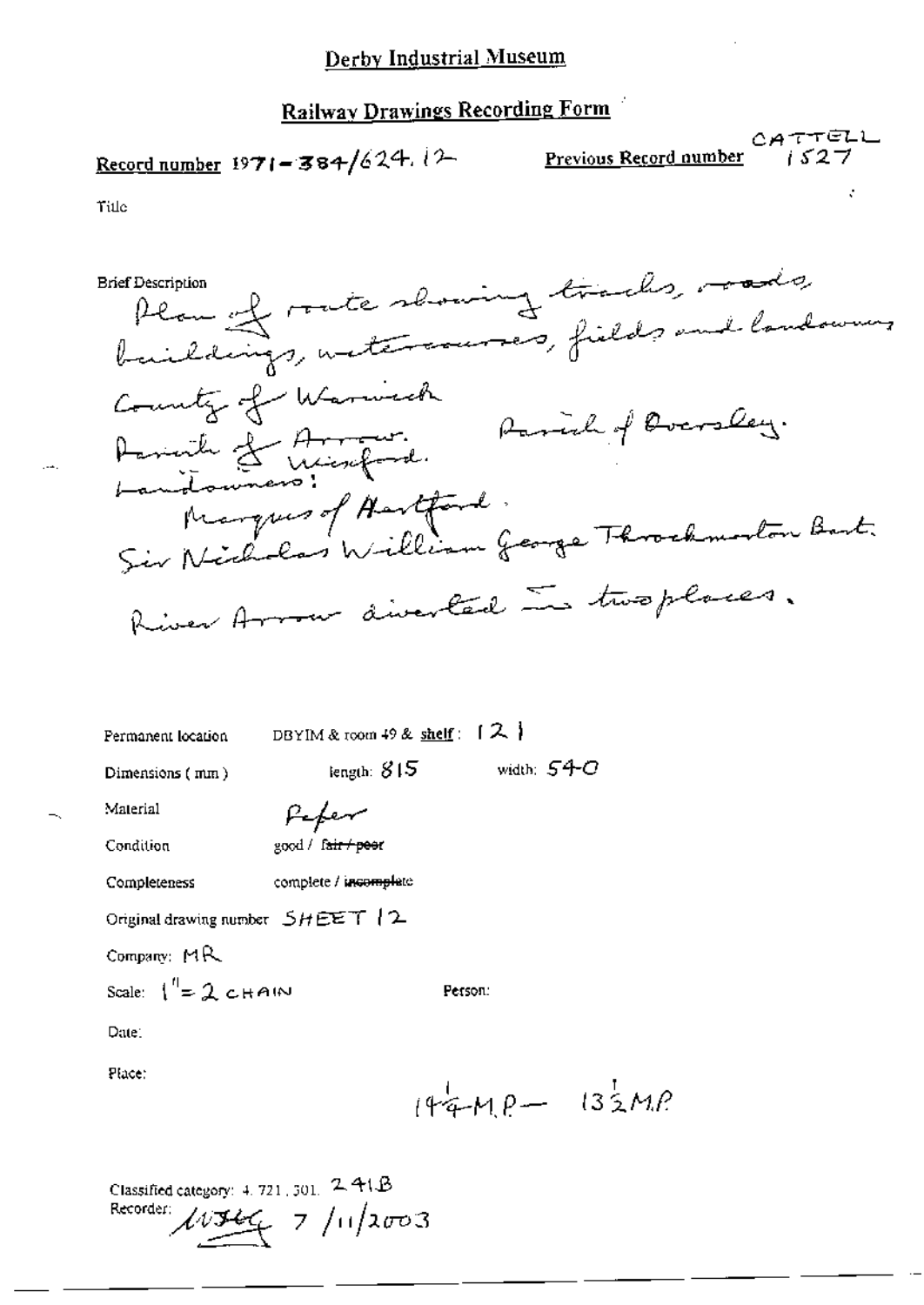# Derby Industrial Museum

## Railway Drawings Recording Form

**Record number** 1971-384/624.12

**Previous Record number** CATTELL 1527

Title

Brief Description
Plan of route showing tracks, roads, buildings, watercourses, fields and landowners
County of Warwick
Parish of Arrow. Parish of Oversley.
Parish of Wixford.
Landowners:
Marquis of Hertford.
Sir Nicholas William George Throckmorton Bart.
River Arrow diverted in two places.

Permanent location: DBYIM & room 49 & shelf: 121

Dimensions (mm): length: 815 width: 540

Material: Paper

Condition: good / ~~fair / poor~~

Completeness: complete / ~~incomplete~~

Original drawing number: SHEET 12

Company: MR

Scale: 1" = 2 CHAIN

Person:

Date:

Place:

$14\frac{1}{4}$ M.P. — $13\frac{1}{2}$ M.P.

Classified category: 4. 721. 301. 241B

Recorder: [signature] 7/11/2003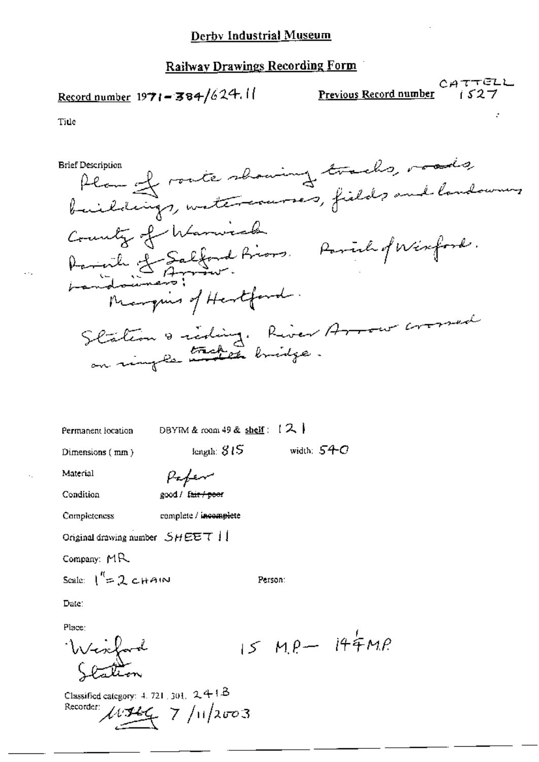# Derby Industrial Museum

## Railway Drawings Recording Form

Record number 1971-384/624.11

Previous Record number CATTELL 1527

Title

Brief Description

Plan of route showing tracks, roads, buildings, watercourses, fields and landowners

County of Warwick

Parish of Salford Priors. Parish of Wixford.

" " Arrow.

Landowners:

Marquis of Hertford.

Station & siding. River Arrow crossed on single track bridge.

Permanent location DBYIM & room 49 & shelf: 121

Dimensions (mm) length: 815 width: 540

Material Paper

Condition good / ~~fair / poor~~

Completeness complete / ~~incomplete~~

Original drawing number SHEET 11

Company: MR

Scale: 1" = 2 CHAIN

Person:

Date:

Place:

Wixford Station

15 M.P. – 14¼ M.P.

Classified category: 4. 721. 301. 241B

Recorder: [signature] 7/11/2003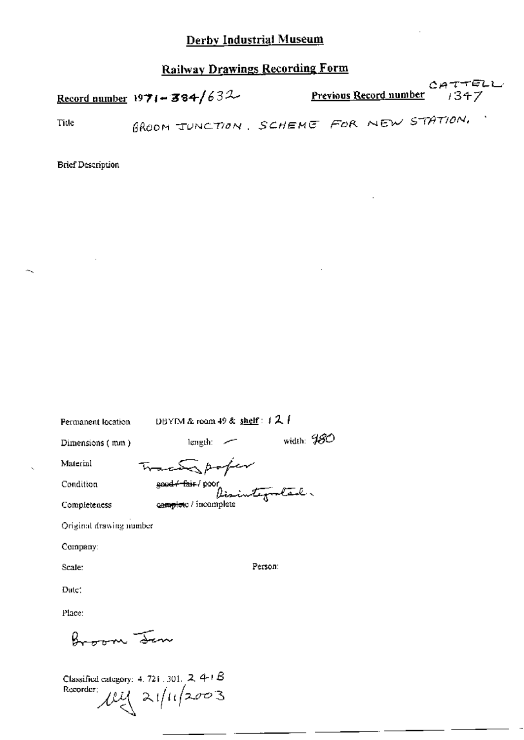# Derby Industrial Museum

## Railway Drawings Recording Form

**Record number** 1971-384/632

**Previous Record number** CATTELL 1347

Title: BROOM JUNCTION. SCHEME FOR NEW STATION.

Brief Description

Permanent location: DBYIM & room 49 & **shelf**: 121

Dimensions (mm): length: — width: 980

Material: Tracing paper

Condition: ~~good / fair~~ / poor Disintegrated.

Completeness: ~~complete~~ / incomplete

Original drawing number

Company:

Scale:

Person:

Date:

Place:

Broom Jcn

Classified category: 4. 721. 301. 2. 4-1 B

Recorder: lly 21/11/2003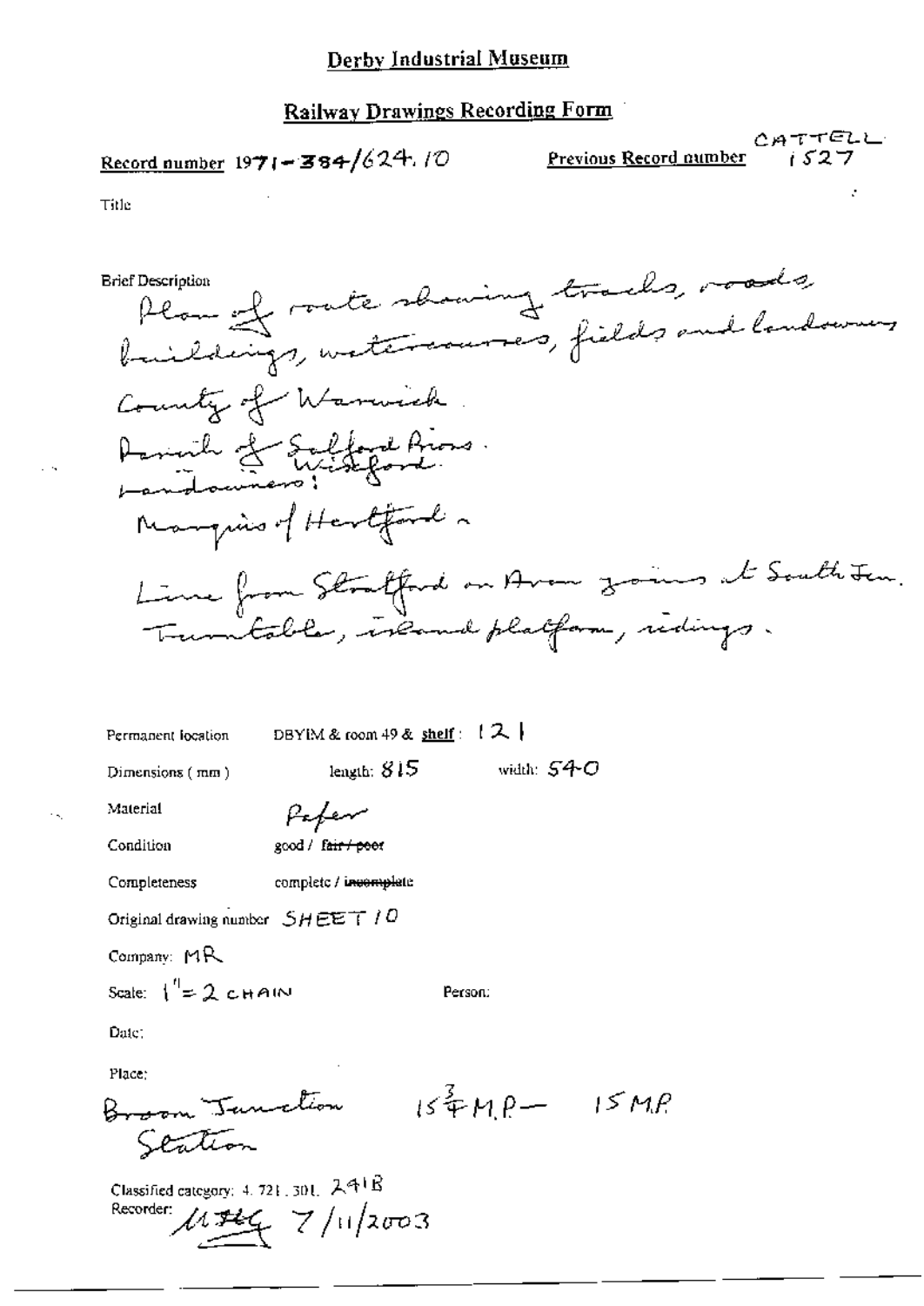# Derby Industrial Museum

## Railway Drawings Recording Form

**Record number** 1971-384/624.10

**Previous Record number** CATTELL 1527

Title

Brief Description
Plan of route showing tracks, roads, buildings, watercourses, fields and landowners
County of Warwick
Parish of Salford Priors.
Wixford
Landowners:
Marquis of Hertford
Line from Stratford on Avon joins at South Jcn.
Turntable, island platform, sidings.

Permanent location DBYIM & room 49 & **shelf**: 121

Dimensions (mm) length: 815 width: 540

Material Paper

Condition good / ~~fair / poor~~

Completeness complete / ~~incomplete~~

Original drawing number SHEET 10

Company: MR

Scale: 1" = 2 CHAIN

Person:

Date:

Place:
Broom Junction Station $15\frac{3}{4}$ M.P. — 15 M.P.

Classified category: 4. 721. 301. 241B

Recorder: MHG 7/11/2003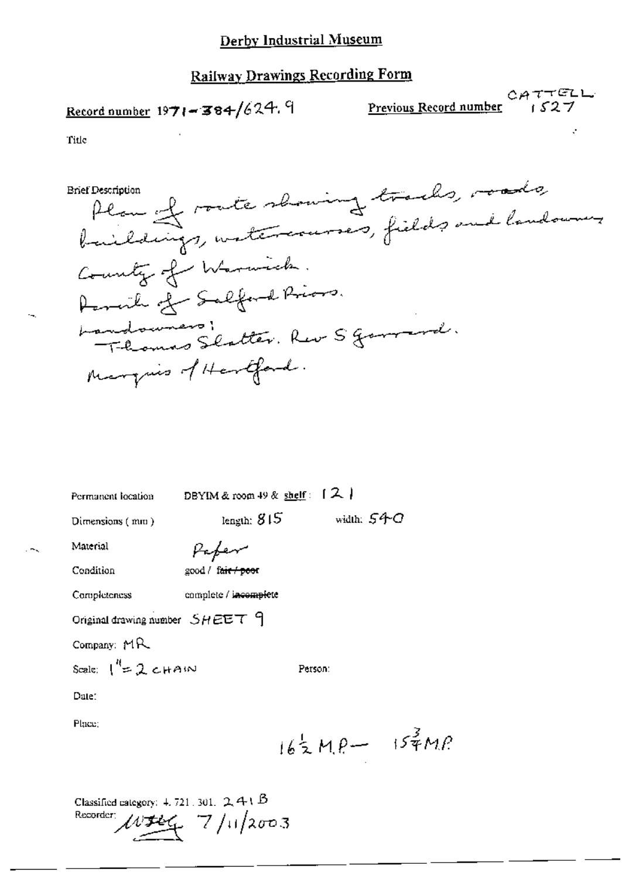## Derby Industrial Museum

## Railway Drawings Recording Form

**Record number** 1971-384/624.9

**Previous Record number** CATTELL 1527

Title

Brief Description
Plan of route showing tracks, roads buildings, watercourses, fields and landowners
County of Warwick.
Parish of Salford Priors.
Landowners:
Thomas Slatter. Rev S Garrard.
Marquis of Hertford.

Permanent location DBYIM & room 49 & shelf: 121

Dimensions (mm) length: 815 width: 540

Material Paper

Condition good / ~~fair / poor~~

Completeness complete / ~~incomplete~~

Original drawing number SHEET 9

Company: MR

Scale: 1" = 2 CHAIN

Person:

Date:

Place:

$16\frac{1}{2}$ M.P — $15\frac{3}{4}$ M.P

Classified category: 4.721.301. 241 B

Recorder: 7/11/2003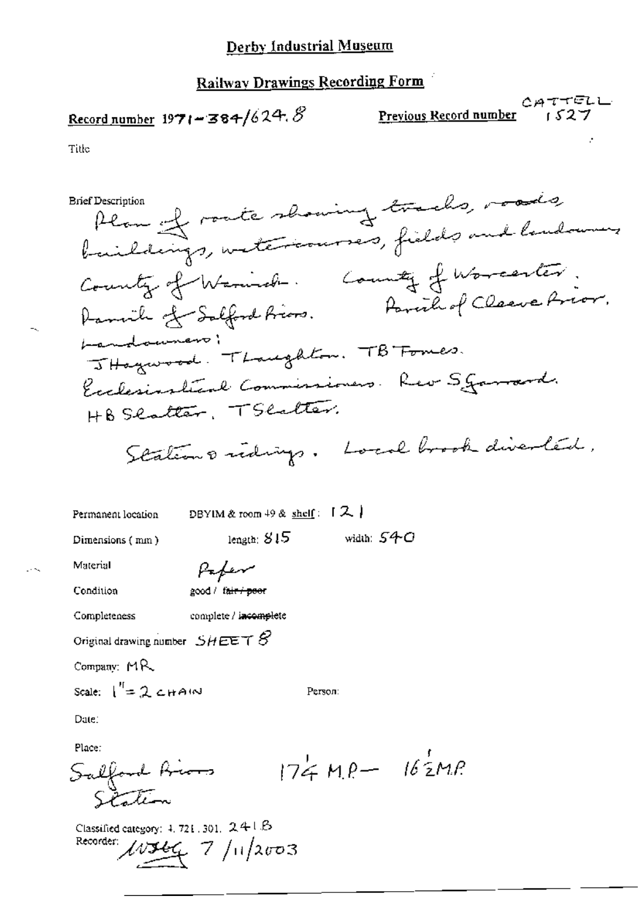# Derby Industrial Museum

## Railway Drawings Recording Form

**Record number** 1971-384/624.8

**Previous Record number** CATTELL 1527

Title

Brief Description
Plan of route showing tracks, roads, buildings, watercourses, fields and landowners.
County of Warwick. County of Worcester.
Parish of Salford Priors. Parish of Cleeve Prior.
Landowners:
J Haywood. T Laughton. TB Tomes.
Ecclesiastical Commissioners. Rev S Garrard.
HB Slatter. T Slatter.

Station & sidings. Local brook diverted.

Permanent location DBYIM & room 49 & shelf: 121

Dimensions (mm) length: 815 width: 540

Material Paper

Condition good / ~~fair / poor~~

Completeness complete / ~~incomplete~~

Original drawing number SHEET 8

Company: MR

Scale: 1" = 2 CHAIN

Person:

Date:

Place:
Salford Priors Station $17\frac{1}{4}$ M.P — $16\frac{1}{2}$ M.P

Classified category: 4.721.301. 241.B

Recorder: MJBG 7/11/2003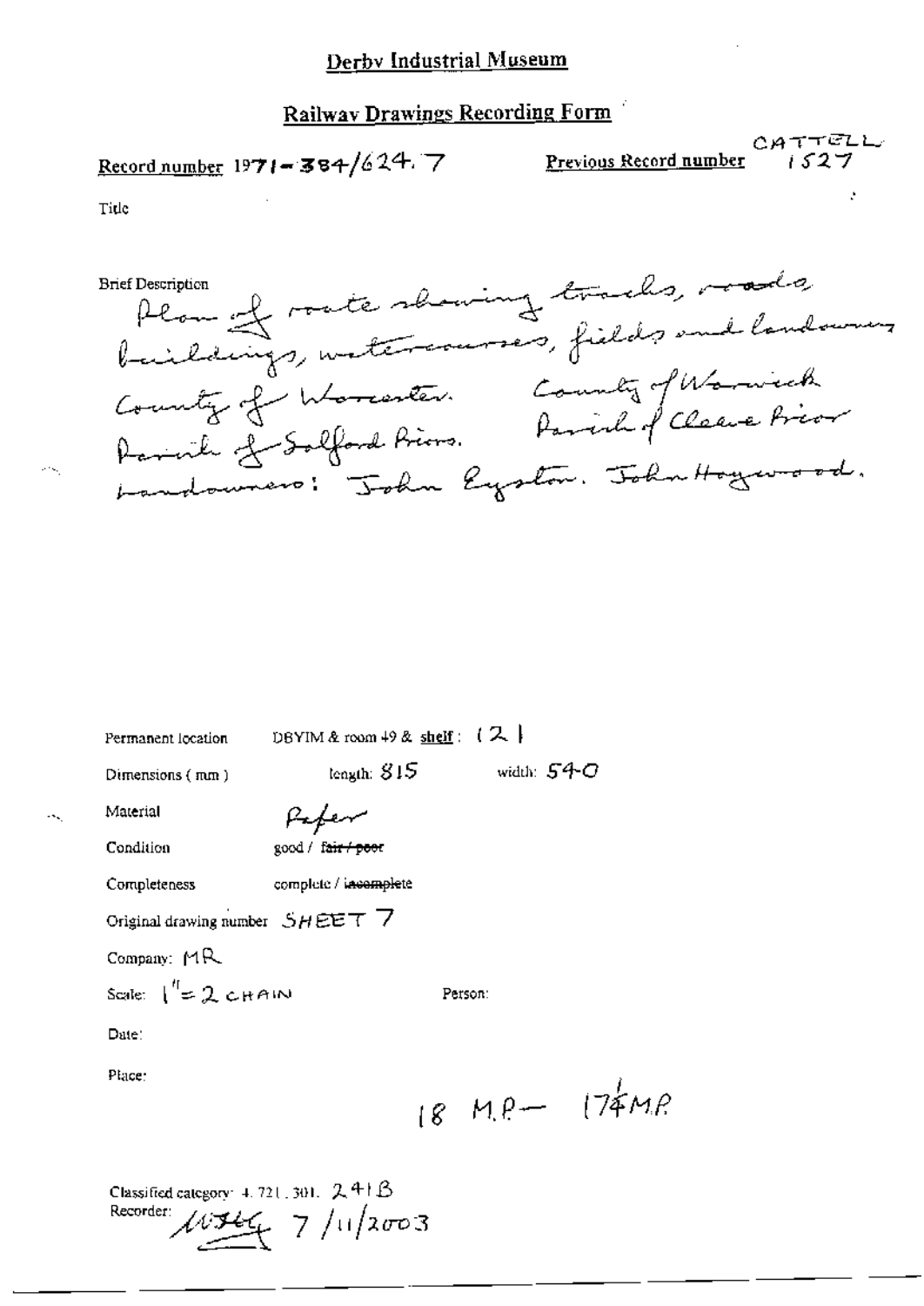# Derby Industrial Museum

## Railway Drawings Recording Form

**Record number** 1971-384/624.7 **Previous Record number** CATTELL 1527

Title

Brief Description
Plan of route showing tracks, roads, buildings, watercourses, fields and landowners
County of Worcester. County of Warwick
Parish of Salford Priors. Parish of Cleeve Prior
Landowners: John Eyston. John Haywood.

Permanent location DBYIM & room 49 & shelf: 121

Dimensions (mm) length: 815 width: 540

Material Paper

Condition good / ~~fair / poor~~

Completeness complete / ~~incomplete~~

Original drawing number SHEET 7

Company: MR

Scale: 1" = 2 CHAIN Person:

Date:

Place:

18 M.P — 17¼ M.P

Classified category: 4.721.301. 241B
Recorder: 7/11/2003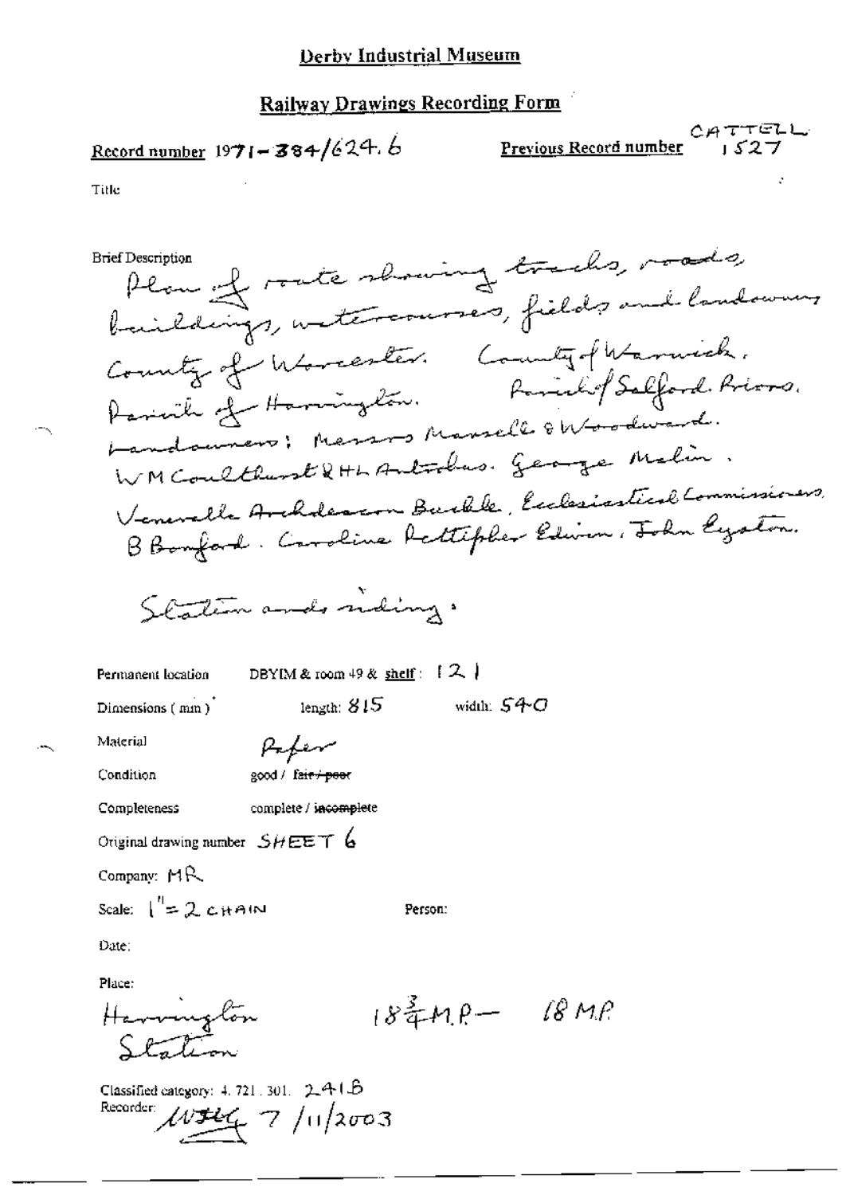# Derby Industrial Museum

## Railway Drawings Recording Form

**Record number** 1971-384/624.6

**Previous Record number** CATTELL 1527

Title

Brief Description

Plan of route showing tracks, roads, buildings, watercourses, fields and landowners

County of Worcester. County of Warwick.
Parish of Harrington. Parish of Salford Priors.
Landowners: Messrs Mansell & Woodward.
WM Coulthurst & HL Antrobus. George Malin.
Venerable Archdeacon Buckle. Ecclesiastical Commissioners.
B Bomford. Caroline Pettipher Edwin. John Eyston.

Station and siding.

Permanent location DBYIM & room 49 & shelf: 121

Dimensions (mm) length: 815 width: 540

Material Paper

Condition good / ~~fair / poor~~

Completeness complete / ~~incomplete~~

Original drawing number SHEET 6

Company: MR

Scale: 1" = 2 CHAIN

Person:

Date:

Place:

Harrington Station $18\frac{3}{4}$ M.P. – 18 M.P.

Classified category: 4.721.301. 241B

Recorder: WJHG 7/11/2003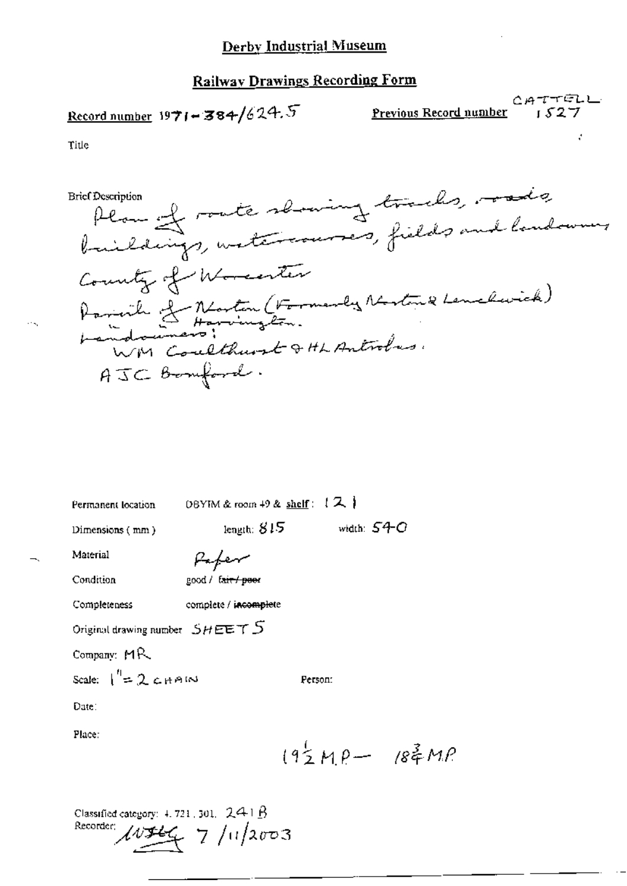# Derby Industrial Museum

## Railway Drawings Recording Form

**Record number** 1971-384/624.5

**Previous Record number** CATTELL 1527

Title

Brief Description
Plan of route showing tracks, roads, buildings, watercourses, fields and landowners
County of Worcester
Parish of Norton (Formerly Norton & Lenchwick)
" " Harvington.
Landowners:
WM Coulthurst & HL Antrobus.
AJC Bomford.

Permanent location DBYIM & room 49 & shelf: 121

Dimensions (mm) length: 815 width: 540

Material Paper

Condition good / ~~fair / poor~~

Completeness complete / ~~incomplete~~

Original drawing number SHEET 5

Company: MR

Scale: 1" = 2 CHAIN

Person:

Date:

Place:

$19\frac{1}{2}$ M.P — $18\frac{3}{4}$ M.P

Classified category: 4.721.301. 241B

Recorder: ~~WJHG~~ 7/11/2003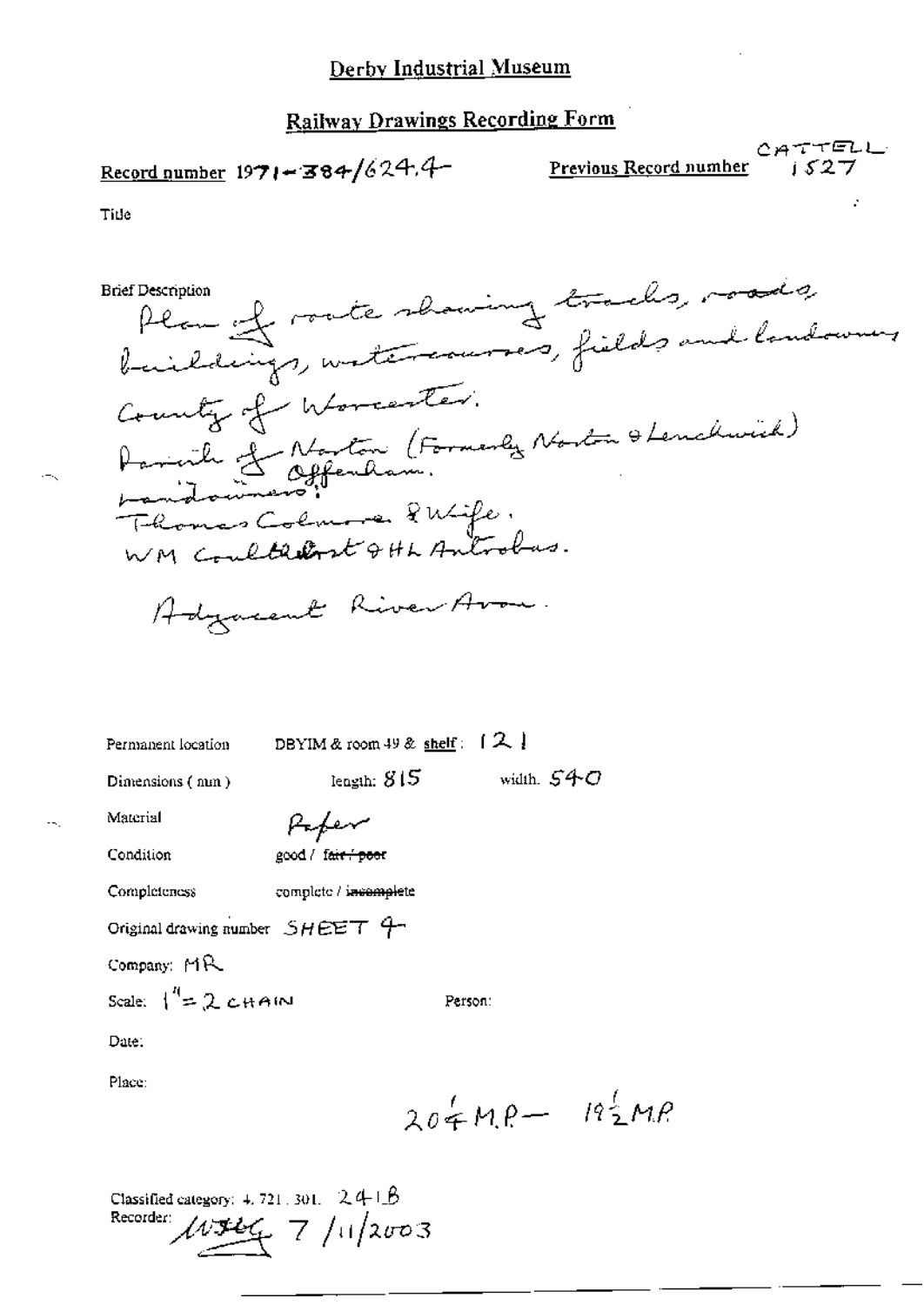# Derby Industrial Museum

## Railway Drawings Recording Form

Record number 1971-384/624.4

Previous Record number CATTELL 1527

Title

Brief Description
Plan of route showing tracks, roads, buildings, watercourses, fields and landowners
County of Worcester.
Parish of Norton (Formerly Norton & Lenchwick)
& Offenham.
Landowners:
Thomas Colmore & Wife.
WM Coulthurst & HL Antrobus.

Adjacent River Avon.

Permanent location DBYIM & room 49 & shelf: 121

Dimensions (mm) length: 815 width: 540

Material Paper

Condition good / ~~fair / poor~~

Completeness complete / ~~incomplete~~

Original drawing number SHEET 4

Company: MR

Scale: 1" = 2 CHAIN

Person:

Date:

Place:

$20\frac{1}{4}$ M.P — $19\frac{1}{2}$ M.P

Classified category: 4.721.301. 241B

Recorder: 7/11/2003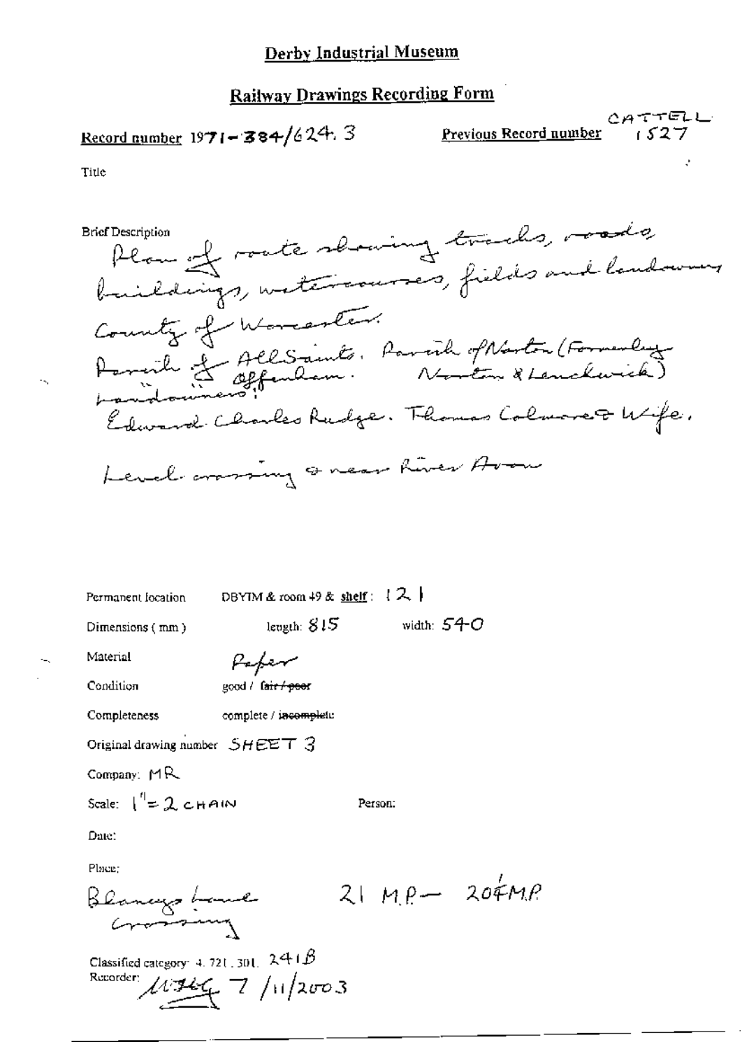## Derby Industrial Museum

## Railway Drawings Recording Form

**Record number** 1971-384/624.3

**Previous Record number** CATTELL 1527

Title

Brief Description

Plan of route showing tracks, roads, buildings, watercourses, fields and landowners

County of Worcester

Parish of All Saints. Parish of Norton (Formerly Norton & Lenchwick)
" " Offenham.
Landowners:
Edward Charles Rudge. Thomas Colmore & Wife.

Level crossing & near River Avon

Permanent location DBYIM & room 49 & shelf: 121

Dimensions (mm) length: 815 width: 540

Material Paper

Condition good / ~~fair / poor~~

Completeness complete / ~~incomplete~~

Original drawing number SHEET 3

Company: MR

Scale: 1" = 2 CHAIN

Person:

Date:

Place:

Blaneys Lane Crossing 21 MP — 20¾ MP

Classified category: 4.721.301. 241B

Recorder: MJG 7/11/2003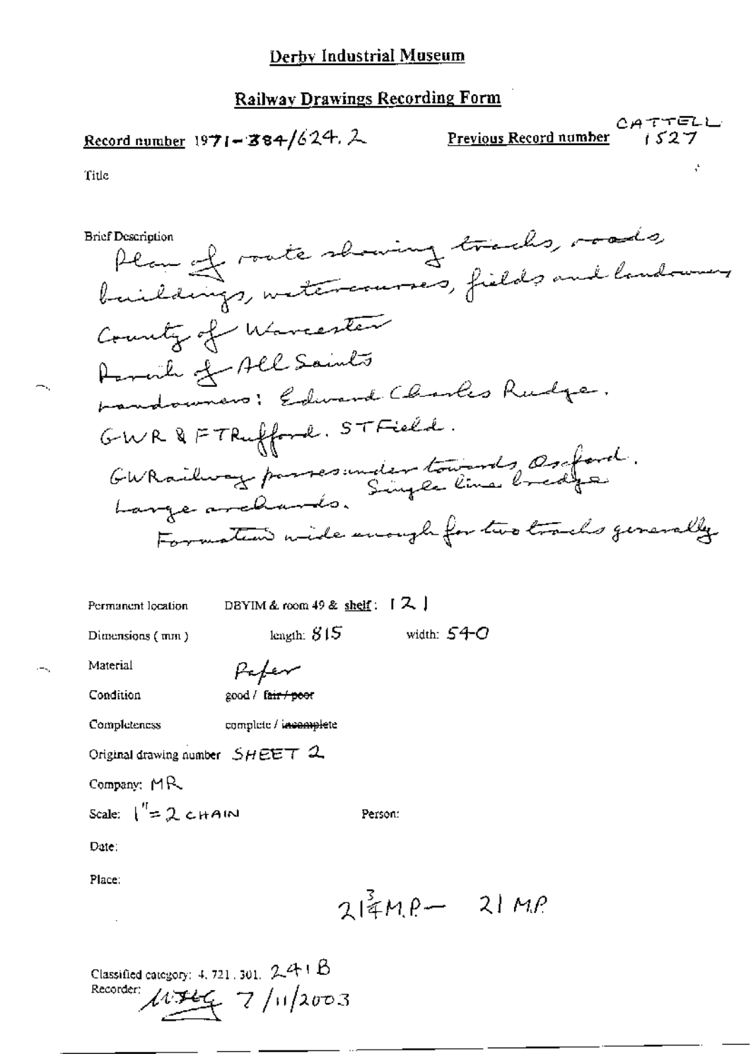<u>Derby Industrial Museum</u>

<u>Railway Drawings Recording Form</u>

<u>Record number</u> 1971-384/624.2

<u>Previous Record number</u> CATTELL 1527

Title

Brief Description
Plan of route showing tracks, roads, buildings, watercourses, fields and landowners
County of Worcester
Parish of All Saints
Landowners: Edward Charles Rudge.
GWR & FTRufford. STField.
GWRailway passes under towards Oxford. Single line bridge
Large orchards.
Formation wide enough for two tracks generally

Permanent location DBYIM & room 49 & <u>shelf</u>: [2]

Dimensions (mm) length: 815 width: 540

Material Paper

Condition good / ~~fair / poor~~

Completeness complete / ~~incomplete~~

Original drawing number SHEET 2

Company: MR

Scale: 1" = 2 CHAIN

Person:

Date:

Place:

$21\frac{3}{4}$ M.P — 21 M.P

Classified category: 4.721.301. 241B

Recorder: [signature] 7/11/2003